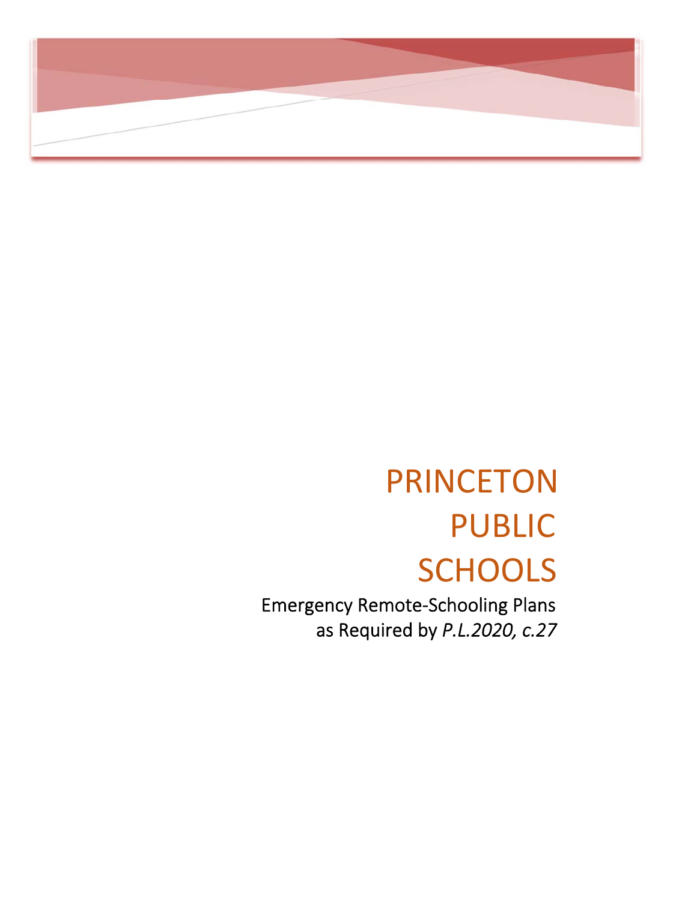# PRINCETON PUBLIC SCHOOLS

Emergency Remote-Schooling Plans as Required by *P.L.2020, c.27*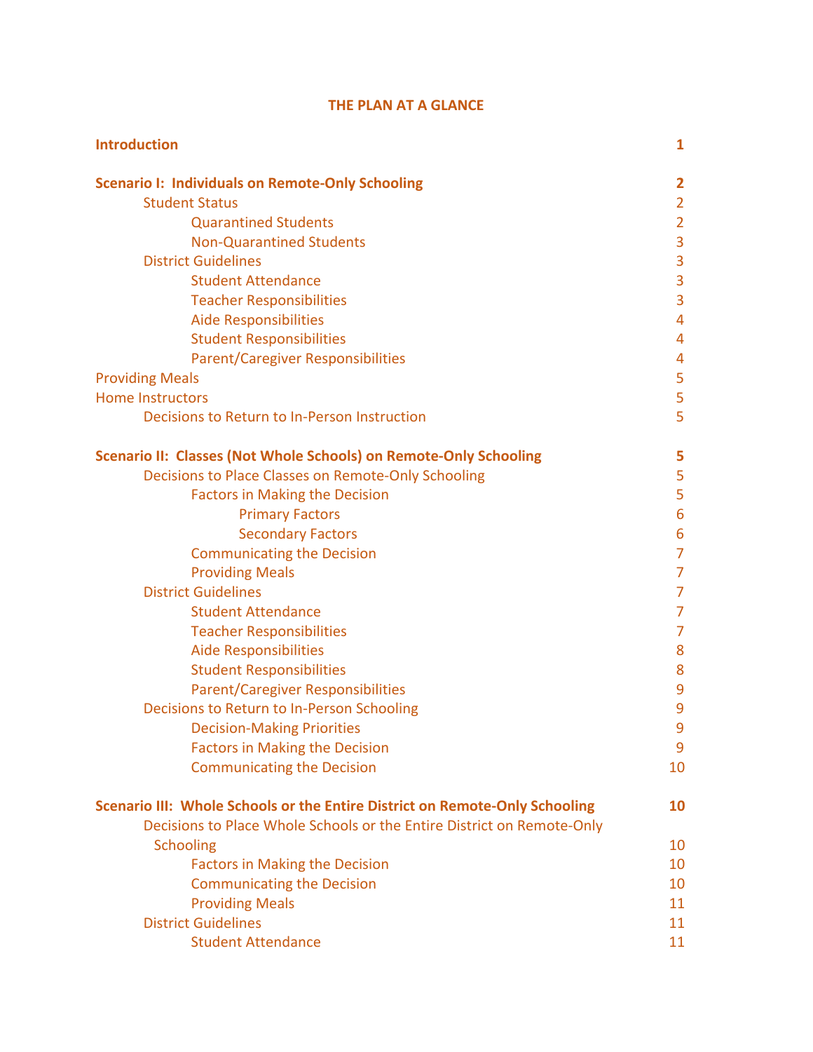# THE PLAN AT A GLANCE

| | |
|---|---|
| **Introduction** | **1** |
| **Scenario I: Individuals on Remote-Only Schooling** | **2** |
| Student Status | 2 |
| Quarantined Students | 2 |
| Non-Quarantined Students | 3 |
| District Guidelines | 3 |
| Student Attendance | 3 |
| Teacher Responsibilities | 3 |
| Aide Responsibilities | 4 |
| Student Responsibilities | 4 |
| Parent/Caregiver Responsibilities | 4 |
| Providing Meals | 5 |
| Home Instructors | 5 |
| Decisions to Return to In-Person Instruction | 5 |
| **Scenario II: Classes (Not Whole Schools) on Remote-Only Schooling** | **5** |
| Decisions to Place Classes on Remote-Only Schooling | 5 |
| Factors in Making the Decision | 5 |
| Primary Factors | 6 |
| Secondary Factors | 6 |
| Communicating the Decision | 7 |
| Providing Meals | 7 |
| District Guidelines | 7 |
| Student Attendance | 7 |
| Teacher Responsibilities | 7 |
| Aide Responsibilities | 8 |
| Student Responsibilities | 8 |
| Parent/Caregiver Responsibilities | 9 |
| Decisions to Return to In-Person Schooling | 9 |
| Decision-Making Priorities | 9 |
| Factors in Making the Decision | 9 |
| Communicating the Decision | 10 |
| **Scenario III: Whole Schools or the Entire District on Remote-Only Schooling** | **10** |
| Decisions to Place Whole Schools or the Entire District on Remote-Only Schooling | 10 |
| Factors in Making the Decision | 10 |
| Communicating the Decision | 10 |
| Providing Meals | 11 |
| District Guidelines | 11 |
| Student Attendance | 11 |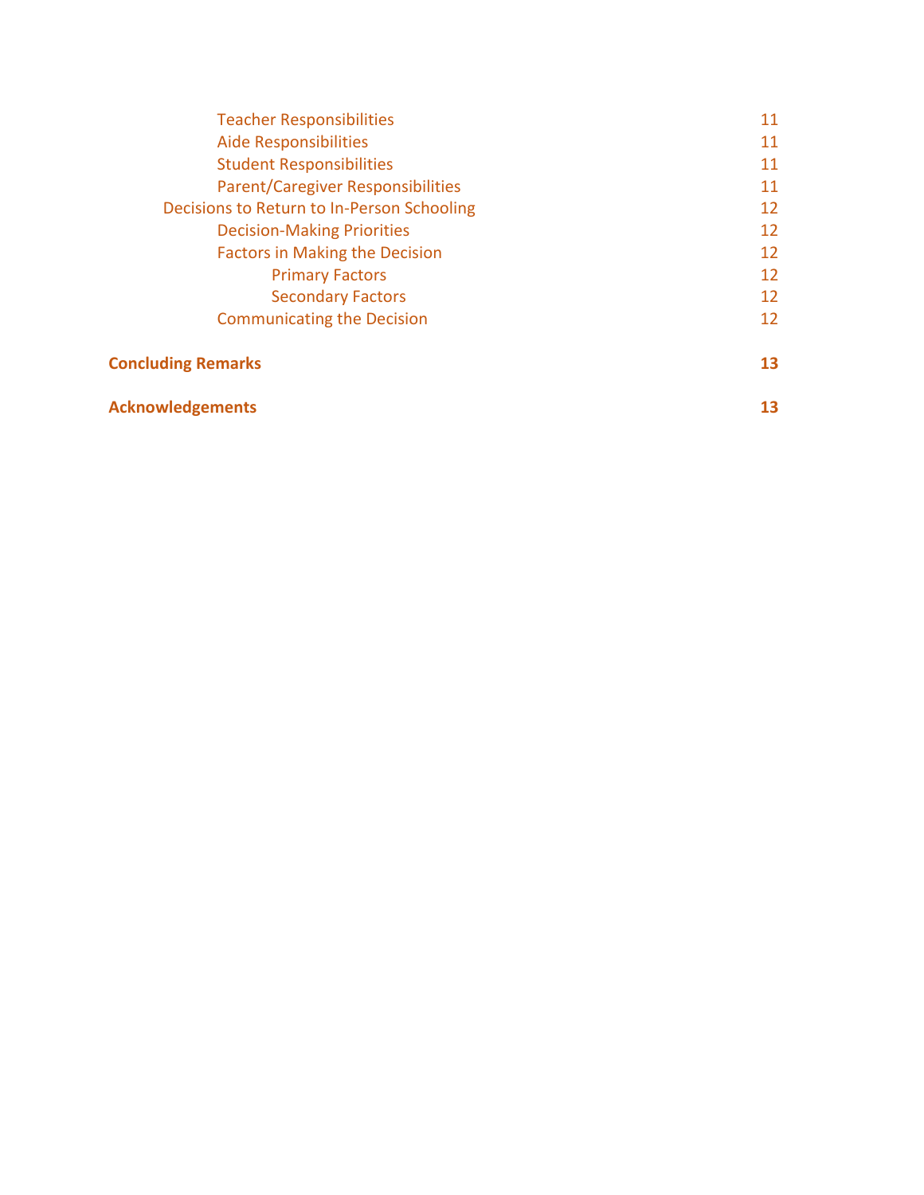| | |
|---|---|
| Teacher Responsibilities | 11 |
| Aide Responsibilities | 11 |
| Student Responsibilities | 11 |
| Parent/Caregiver Responsibilities | 11 |
| Decisions to Return to In-Person Schooling | 12 |
| Decision-Making Priorities | 12 |
| Factors in Making the Decision | 12 |
| Primary Factors | 12 |
| Secondary Factors | 12 |
| Communicating the Decision | 12 |
| **Concluding Remarks** | **13** |
| **Acknowledgements** | **13** |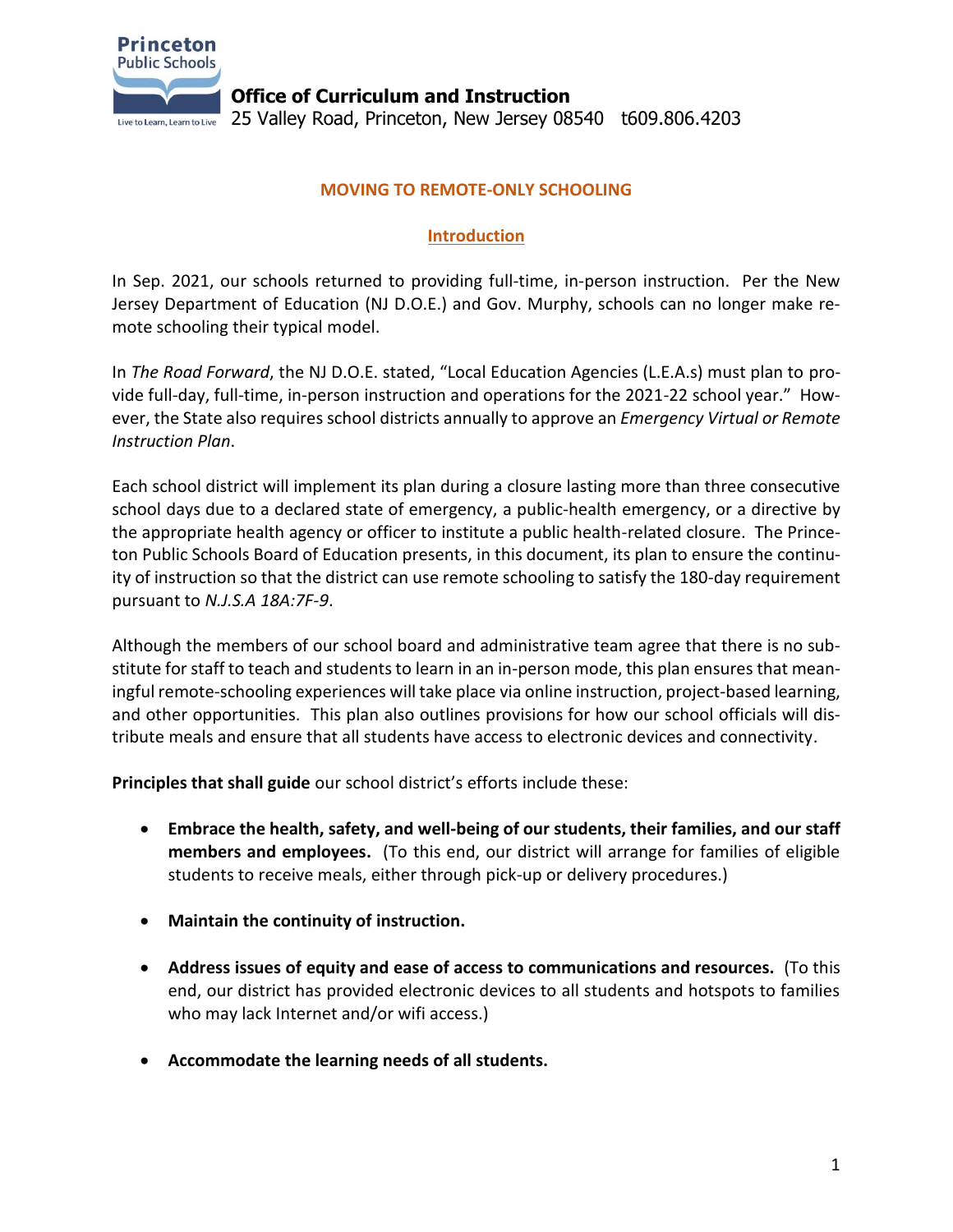Princeton Public Schools

Live to Learn, Learn to Live

**Office of Curriculum and Instruction**
25 Valley Road, Princeton, New Jersey 08540 t609.806.4203

## MOVING TO REMOTE-ONLY SCHOOLING

### Introduction

In Sep. 2021, our schools returned to providing full-time, in-person instruction. Per the New Jersey Department of Education (NJ D.O.E.) and Gov. Murphy, schools can no longer make remote schooling their typical model.

In *The Road Forward*, the NJ D.O.E. stated, "Local Education Agencies (L.E.A.s) must plan to provide full-day, full-time, in-person instruction and operations for the 2021-22 school year." However, the State also requires school districts annually to approve an *Emergency Virtual or Remote Instruction Plan*.

Each school district will implement its plan during a closure lasting more than three consecutive school days due to a declared state of emergency, a public-health emergency, or a directive by the appropriate health agency or officer to institute a public health-related closure. The Princeton Public Schools Board of Education presents, in this document, its plan to ensure the continuity of instruction so that the district can use remote schooling to satisfy the 180-day requirement pursuant to *N.J.S.A 18A:7F-9*.

Although the members of our school board and administrative team agree that there is no substitute for staff to teach and students to learn in an in-person mode, this plan ensures that meaningful remote-schooling experiences will take place via online instruction, project-based learning, and other opportunities. This plan also outlines provisions for how our school officials will distribute meals and ensure that all students have access to electronic devices and connectivity.

**Principles that shall guide** our school district's efforts include these:

- **Embrace the health, safety, and well-being of our students, their families, and our staff members and employees.** (To this end, our district will arrange for families of eligible students to receive meals, either through pick-up or delivery procedures.)
- **Maintain the continuity of instruction.**
- **Address issues of equity and ease of access to communications and resources.** (To this end, our district has provided electronic devices to all students and hotspots to families who may lack Internet and/or wifi access.)
- **Accommodate the learning needs of all students.**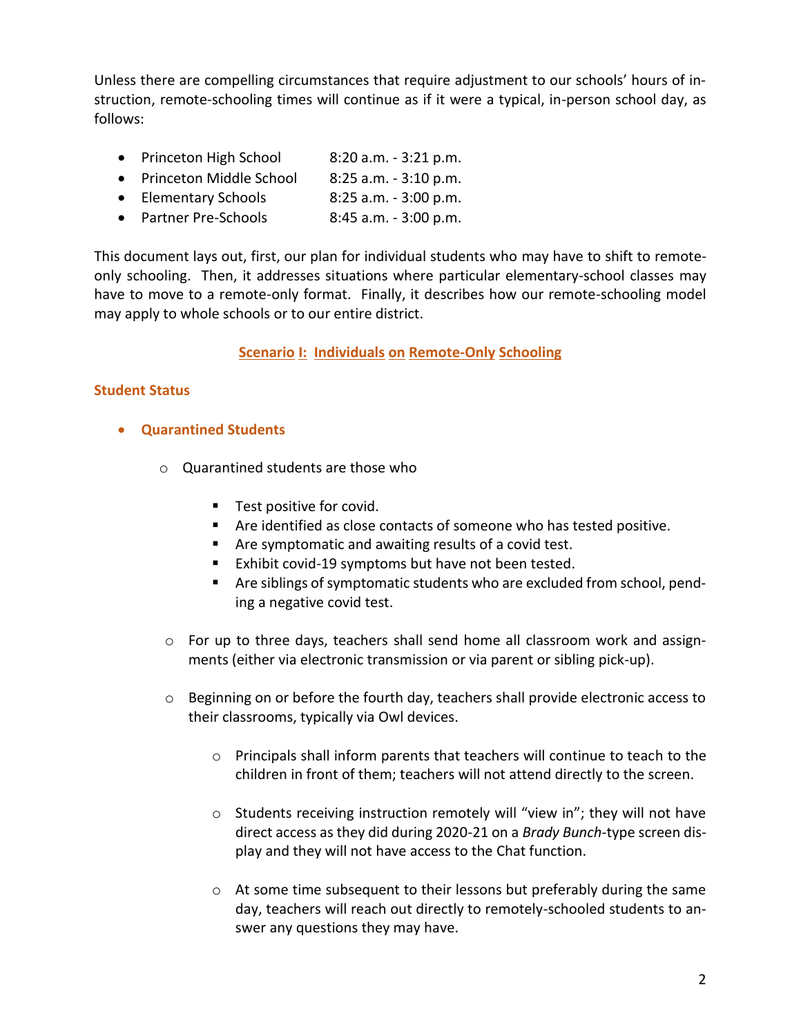Unless there are compelling circumstances that require adjustment to our schools' hours of instruction, remote-schooling times will continue as if it were a typical, in-person school day, as follows:

- Princeton High School 8:20 a.m. - 3:21 p.m.
- Princeton Middle School 8:25 a.m. - 3:10 p.m.
- Elementary Schools 8:25 a.m. - 3:00 p.m.
- Partner Pre-Schools 8:45 a.m. - 3:00 p.m.

This document lays out, first, our plan for individual students who may have to shift to remote-only schooling. Then, it addresses situations where particular elementary-school classes may have to move to a remote-only format. Finally, it describes how our remote-schooling model may apply to whole schools or to our entire district.

## Scenario I: Individuals on Remote-Only Schooling

### Student Status

- **Quarantined Students**
  - Quarantined students are those who
    - Test positive for covid.
    - Are identified as close contacts of someone who has tested positive.
    - Are symptomatic and awaiting results of a covid test.
    - Exhibit covid-19 symptoms but have not been tested.
    - Are siblings of symptomatic students who are excluded from school, pending a negative covid test.
  - For up to three days, teachers shall send home all classroom work and assignments (either via electronic transmission or via parent or sibling pick-up).
  - Beginning on or before the fourth day, teachers shall provide electronic access to their classrooms, typically via Owl devices.
    - Principals shall inform parents that teachers will continue to teach to the children in front of them; teachers will not attend directly to the screen.
    - Students receiving instruction remotely will "view in"; they will not have direct access as they did during 2020-21 on a *Brady Bunch*-type screen display and they will not have access to the Chat function.
    - At some time subsequent to their lessons but preferably during the same day, teachers will reach out directly to remotely-schooled students to answer any questions they may have.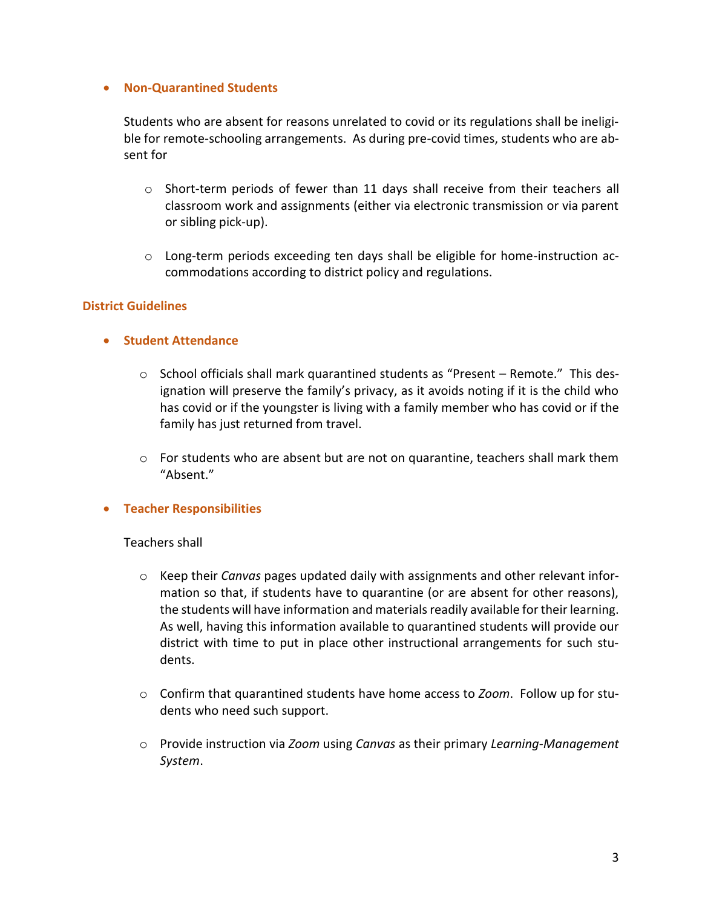- **Non-Quarantined Students**

  Students who are absent for reasons unrelated to covid or its regulations shall be ineligible for remote-schooling arrangements. As during pre-covid times, students who are absent for

  - Short-term periods of fewer than 11 days shall receive from their teachers all classroom work and assignments (either via electronic transmission or via parent or sibling pick-up).

  - Long-term periods exceeding ten days shall be eligible for home-instruction accommodations according to district policy and regulations.

## District Guidelines

- **Student Attendance**

  - School officials shall mark quarantined students as "Present – Remote." This designation will preserve the family's privacy, as it avoids noting if it is the child who has covid or if the youngster is living with a family member who has covid or if the family has just returned from travel.

  - For students who are absent but are not on quarantine, teachers shall mark them "Absent."

- **Teacher Responsibilities**

  Teachers shall

  - Keep their *Canvas* pages updated daily with assignments and other relevant information so that, if students have to quarantine (or are absent for other reasons), the students will have information and materials readily available for their learning. As well, having this information available to quarantined students will provide our district with time to put in place other instructional arrangements for such students.

  - Confirm that quarantined students have home access to *Zoom*. Follow up for students who need such support.

  - Provide instruction via *Zoom* using *Canvas* as their primary *Learning-Management System*.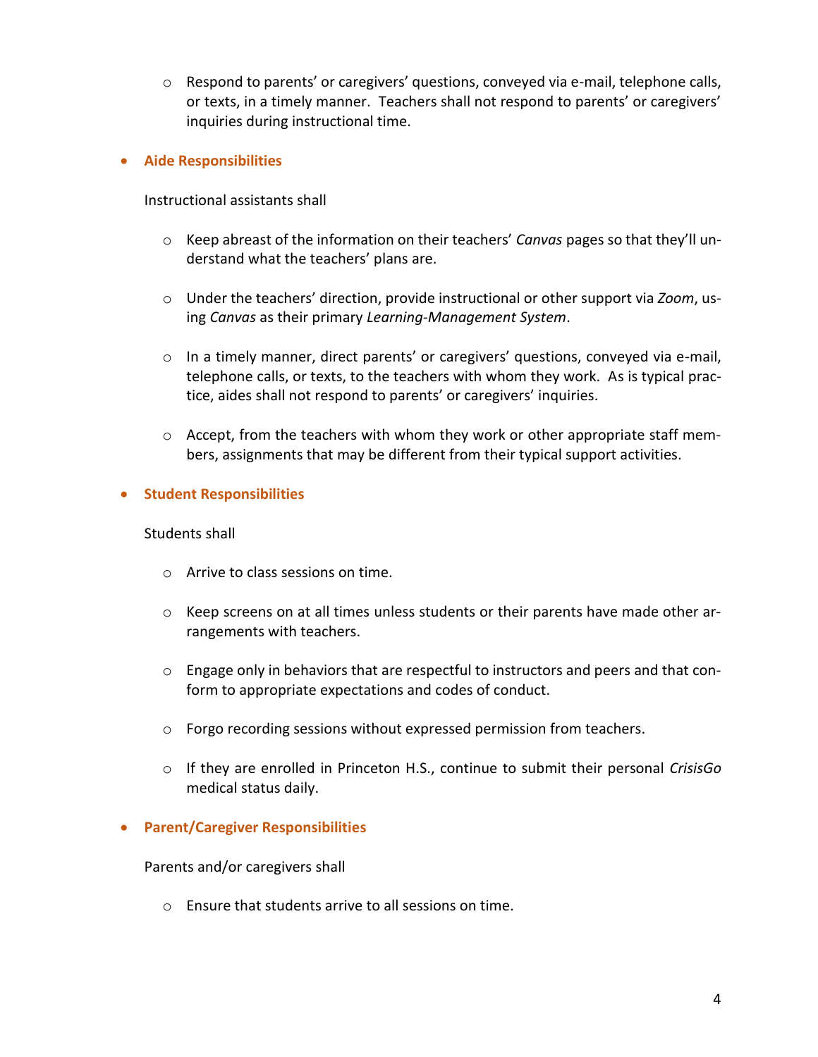- Respond to parents' or caregivers' questions, conveyed via e-mail, telephone calls, or texts, in a timely manner. Teachers shall not respond to parents' or caregivers' inquiries during instructional time.

- **Aide Responsibilities**

  Instructional assistants shall

  - Keep abreast of the information on their teachers' *Canvas* pages so that they'll understand what the teachers' plans are.

  - Under the teachers' direction, provide instructional or other support via *Zoom*, using *Canvas* as their primary *Learning-Management System*.

  - In a timely manner, direct parents' or caregivers' questions, conveyed via e-mail, telephone calls, or texts, to the teachers with whom they work. As is typical practice, aides shall not respond to parents' or caregivers' inquiries.

  - Accept, from the teachers with whom they work or other appropriate staff members, assignments that may be different from their typical support activities.

- **Student Responsibilities**

  Students shall

  - Arrive to class sessions on time.

  - Keep screens on at all times unless students or their parents have made other arrangements with teachers.

  - Engage only in behaviors that are respectful to instructors and peers and that conform to appropriate expectations and codes of conduct.

  - Forgo recording sessions without expressed permission from teachers.

  - If they are enrolled in Princeton H.S., continue to submit their personal *CrisisGo* medical status daily.

- **Parent/Caregiver Responsibilities**

  Parents and/or caregivers shall

  - Ensure that students arrive to all sessions on time.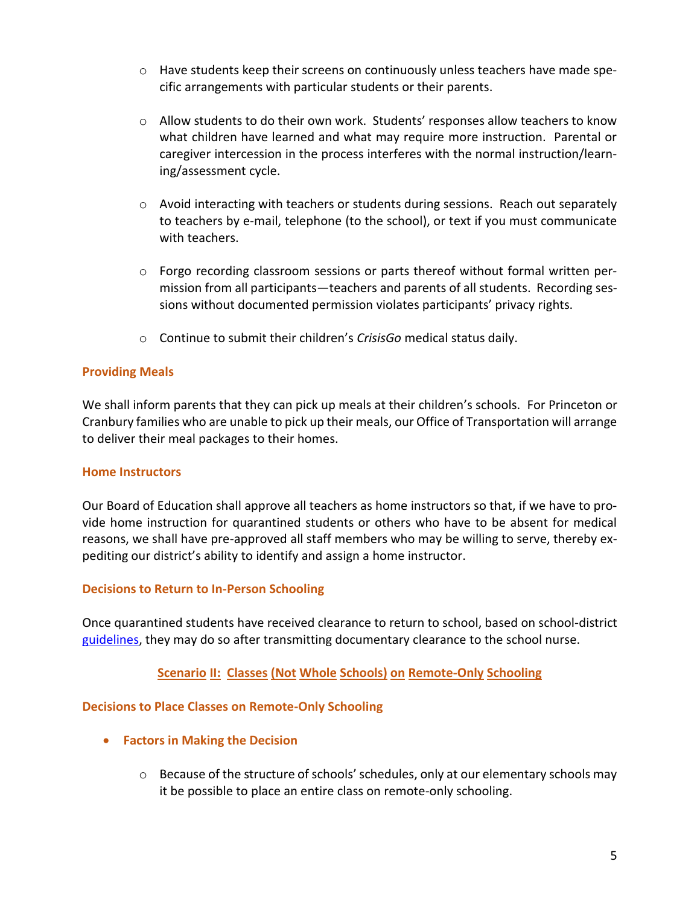- Have students keep their screens on continuously unless teachers have made specific arrangements with particular students or their parents.

- Allow students to do their own work. Students' responses allow teachers to know what children have learned and what may require more instruction. Parental or caregiver intercession in the process interferes with the normal instruction/learning/assessment cycle.

- Avoid interacting with teachers or students during sessions. Reach out separately to teachers by e-mail, telephone (to the school), or text if you must communicate with teachers.

- Forgo recording classroom sessions or parts thereof without formal written permission from all participants—teachers and parents of all students. Recording sessions without documented permission violates participants' privacy rights.

- Continue to submit their children's *CrisisGo* medical status daily.

### Providing Meals

We shall inform parents that they can pick up meals at their children's schools. For Princeton or Cranbury families who are unable to pick up their meals, our Office of Transportation will arrange to deliver their meal packages to their homes.

### Home Instructors

Our Board of Education shall approve all teachers as home instructors so that, if we have to provide home instruction for quarantined students or others who have to be absent for medical reasons, we shall have pre-approved all staff members who may be willing to serve, thereby expediting our district's ability to identify and assign a home instructor.

### Decisions to Return to In-Person Schooling

Once quarantined students have received clearance to return to school, based on school-district guidelines, they may do so after transmitting documentary clearance to the school nurse.

## Scenario II: Classes (Not Whole Schools) on Remote-Only Schooling

### Decisions to Place Classes on Remote-Only Schooling

- **Factors in Making the Decision**
  - Because of the structure of schools' schedules, only at our elementary schools may it be possible to place an entire class on remote-only schooling.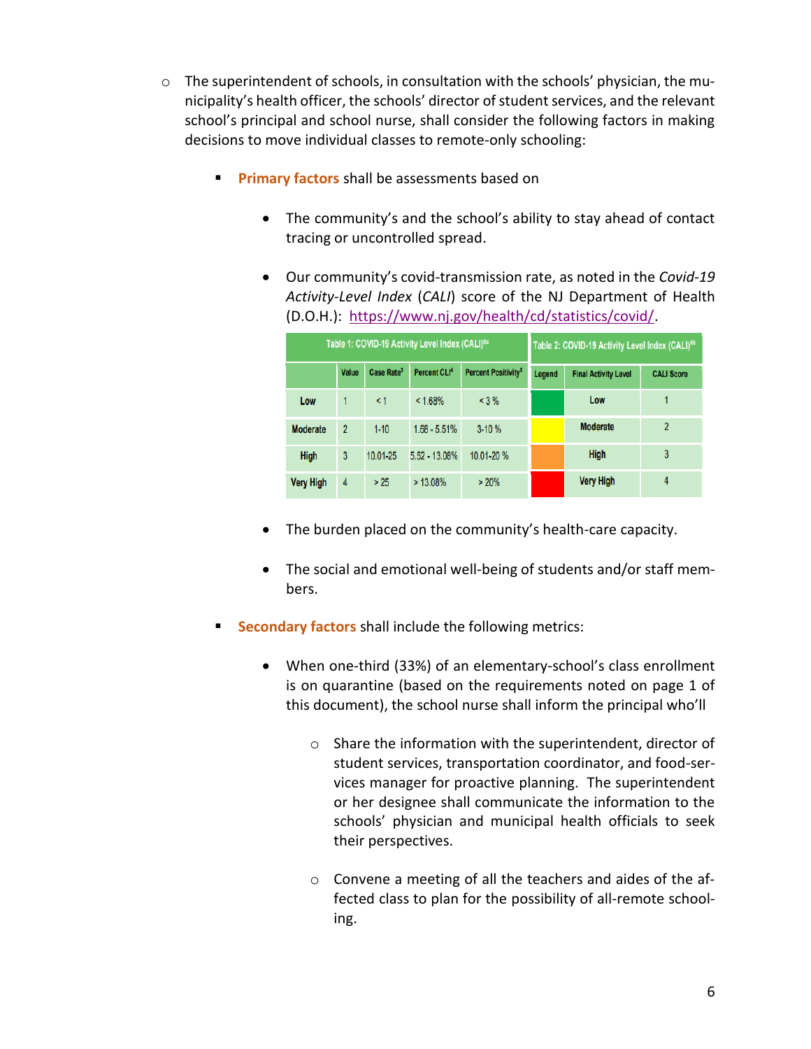- The superintendent of schools, in consultation with the schools' physician, the municipality's health officer, the schools' director of student services, and the relevant school's principal and school nurse, shall consider the following factors in making decisions to move individual classes to remote-only schooling:

  - **Primary factors** shall be assessments based on

    - The community's and the school's ability to stay ahead of contact tracing or uncontrolled spread.

    - Our community's covid-transmission rate, as noted in the *Covid-19 Activity-Level Index* (*CALI*) score of the NJ Department of Health (D.O.H.): https://www.nj.gov/health/cd/statistics/covid/.

| Table 1: COVID-19 Activity Level Index (CALI)[de] | | | | | Table 2: COVID-19 Activity Level Index (CALI)[6b] | | |
|---|---|---|---|---|---|---|---|
| | Value | Case Rate[3] | Percent CLI[4] | Percent Positivity[5] | Legend | Final Activity Level | CALI Score |
| Low | 1 | < 1 | < 1.68% | < 3 % | | Low | 1 |
| Moderate | 2 | 1-10 | 1.68 - 5.51% | 3-10 % | | Moderate | 2 |
| High | 3 | 10.01-25 | 5.52 - 13.08% | 10.01-20 % | | High | 3 |
| Very High | 4 | > 25 | > 13.08% | > 20% | | Very High | 4 |

    - The burden placed on the community's health-care capacity.

    - The social and emotional well-being of students and/or staff members.

  - **Secondary factors** shall include the following metrics:

    - When one-third (33%) of an elementary-school's class enrollment is on quarantine (based on the requirements noted on page 1 of this document), the school nurse shall inform the principal who'll

      - Share the information with the superintendent, director of student services, transportation coordinator, and food-services manager for proactive planning. The superintendent or her designee shall communicate the information to the schools' physician and municipal health officials to seek their perspectives.

      - Convene a meeting of all the teachers and aides of the affected class to plan for the possibility of all-remote schooling.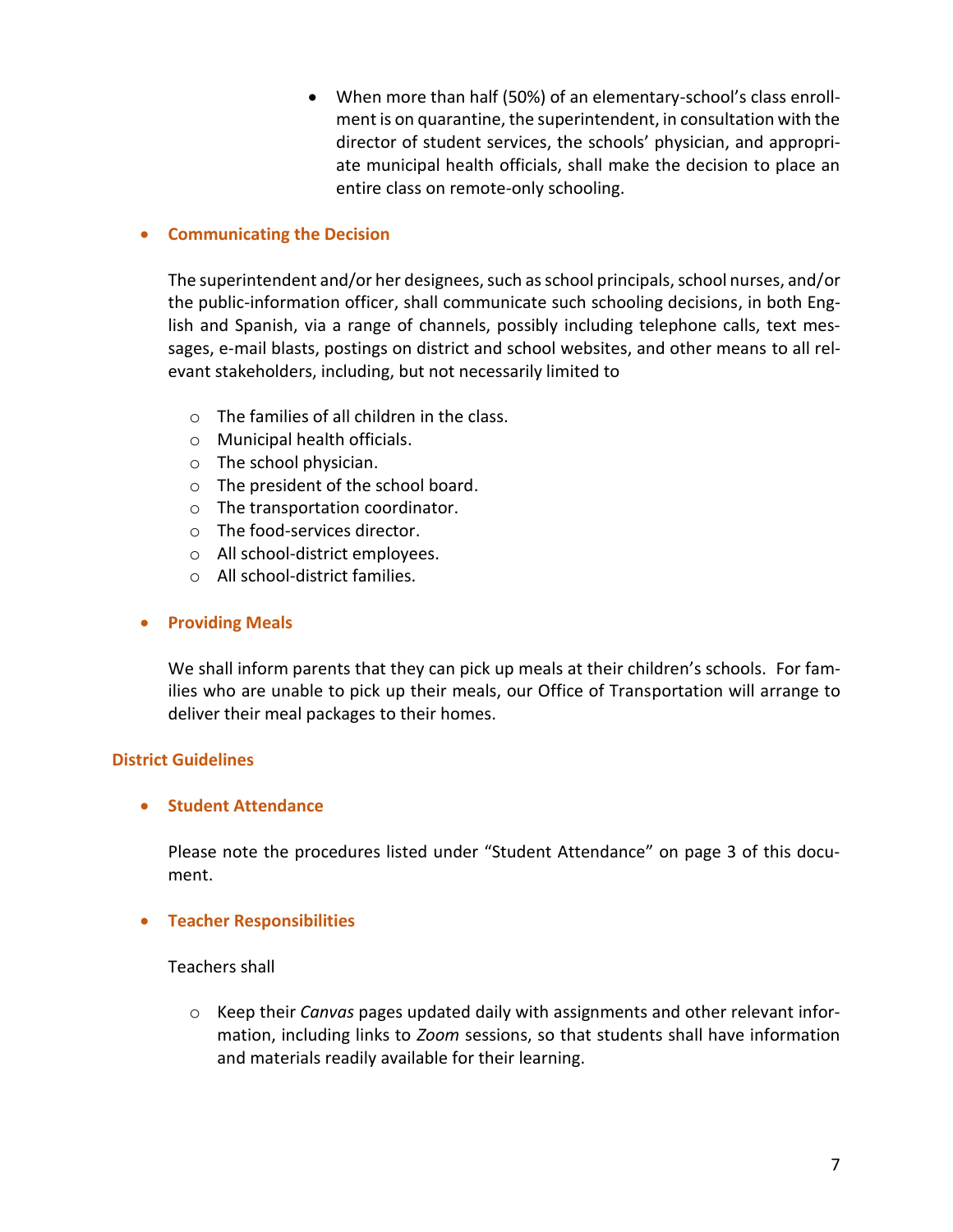- When more than half (50%) of an elementary-school's class enrollment is on quarantine, the superintendent, in consultation with the director of student services, the schools' physician, and appropriate municipal health officials, shall make the decision to place an entire class on remote-only schooling.

- **Communicating the Decision**

  The superintendent and/or her designees, such as school principals, school nurses, and/or the public-information officer, shall communicate such schooling decisions, in both English and Spanish, via a range of channels, possibly including telephone calls, text messages, e-mail blasts, postings on district and school websites, and other means to all relevant stakeholders, including, but not necessarily limited to

  - The families of all children in the class.
  - Municipal health officials.
  - The school physician.
  - The president of the school board.
  - The transportation coordinator.
  - The food-services director.
  - All school-district employees.
  - All school-district families.

- **Providing Meals**

  We shall inform parents that they can pick up meals at their children's schools. For families who are unable to pick up their meals, our Office of Transportation will arrange to deliver their meal packages to their homes.

**District Guidelines**

- **Student Attendance**

  Please note the procedures listed under "Student Attendance" on page 3 of this document.

- **Teacher Responsibilities**

  Teachers shall

  - Keep their *Canvas* pages updated daily with assignments and other relevant information, including links to *Zoom* sessions, so that students shall have information and materials readily available for their learning.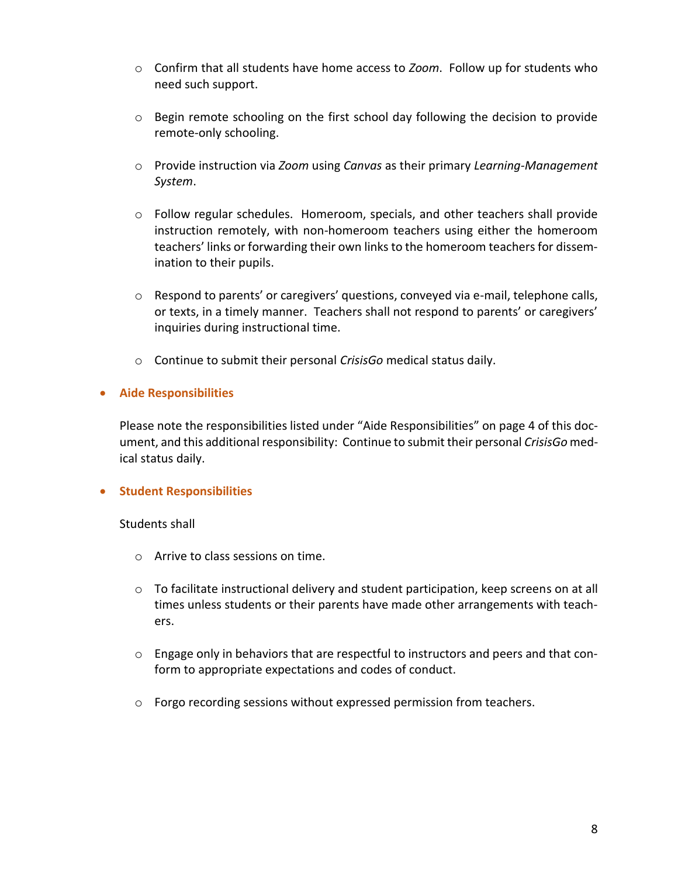- Confirm that all students have home access to *Zoom*. Follow up for students who need such support.

  - Begin remote schooling on the first school day following the decision to provide remote-only schooling.

  - Provide instruction via *Zoom* using *Canvas* as their primary *Learning-Management System*.

  - Follow regular schedules. Homeroom, specials, and other teachers shall provide instruction remotely, with non-homeroom teachers using either the homeroom teachers' links or forwarding their own links to the homeroom teachers for dissemination to their pupils.

  - Respond to parents' or caregivers' questions, conveyed via e-mail, telephone calls, or texts, in a timely manner. Teachers shall not respond to parents' or caregivers' inquiries during instructional time.

  - Continue to submit their personal *CrisisGo* medical status daily.

- **Aide Responsibilities**

  Please note the responsibilities listed under "Aide Responsibilities" on page 4 of this document, and this additional responsibility: Continue to submit their personal *CrisisGo* medical status daily.

- **Student Responsibilities**

  Students shall

  - Arrive to class sessions on time.

  - To facilitate instructional delivery and student participation, keep screens on at all times unless students or their parents have made other arrangements with teachers.

  - Engage only in behaviors that are respectful to instructors and peers and that conform to appropriate expectations and codes of conduct.

  - Forgo recording sessions without expressed permission from teachers.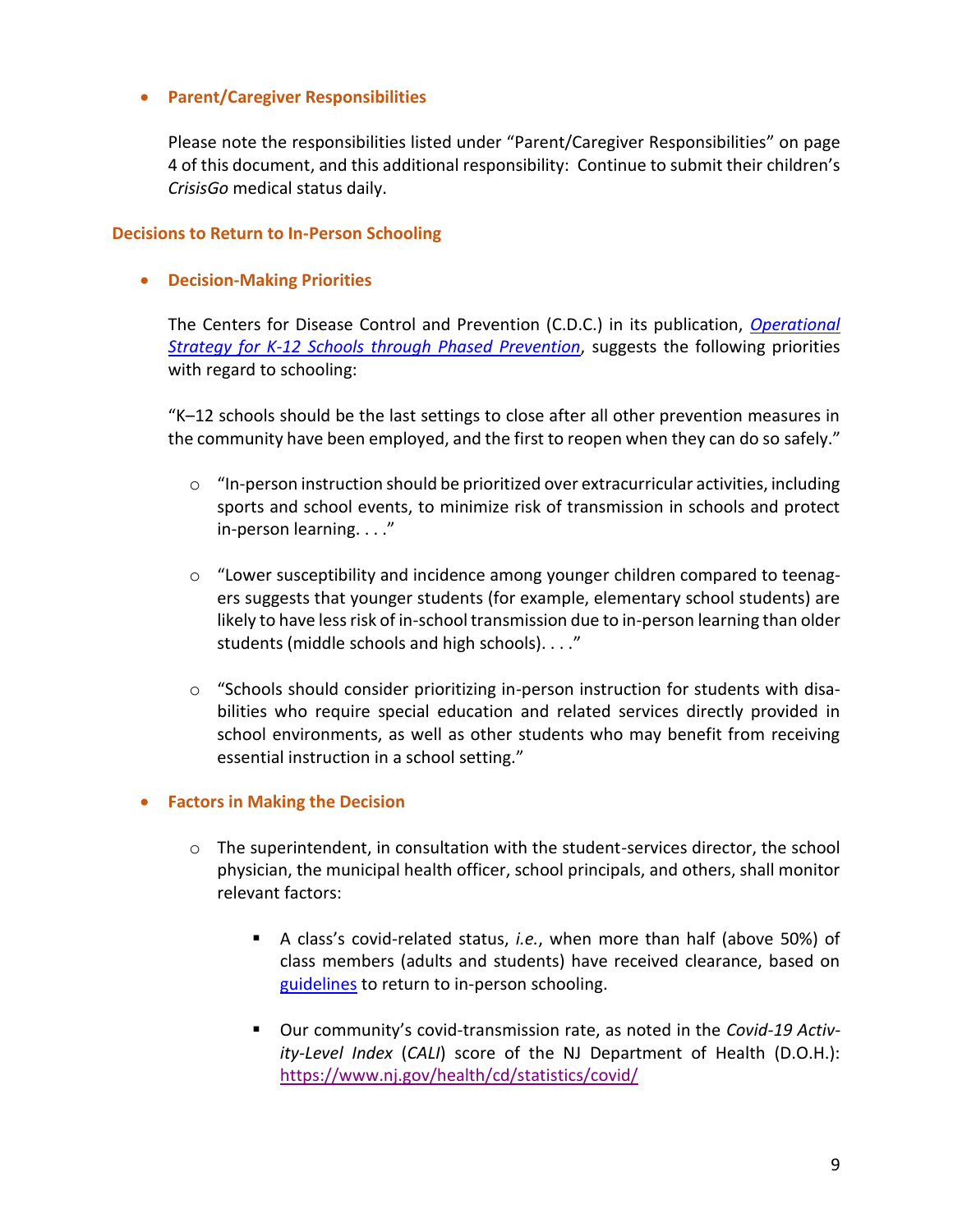- **Parent/Caregiver Responsibilities**

  Please note the responsibilities listed under "Parent/Caregiver Responsibilities" on page 4 of this document, and this additional responsibility: Continue to submit their children's *CrisisGo* medical status daily.

## Decisions to Return to In-Person Schooling

- **Decision-Making Priorities**

  The Centers for Disease Control and Prevention (C.D.C.) in its publication, [*Operational Strategy for K-12 Schools through Phased Prevention*](), suggests the following priorities with regard to schooling:

  "K–12 schools should be the last settings to close after all other prevention measures in the community have been employed, and the first to reopen when they can do so safely."

  - "In-person instruction should be prioritized over extracurricular activities, including sports and school events, to minimize risk of transmission in schools and protect in-person learning. . . ."
  - "Lower susceptibility and incidence among younger children compared to teenagers suggests that younger students (for example, elementary school students) are likely to have less risk of in-school transmission due to in-person learning than older students (middle schools and high schools). . . ."
  - "Schools should consider prioritizing in-person instruction for students with disabilities who require special education and related services directly provided in school environments, as well as other students who may benefit from receiving essential instruction in a school setting."

- **Factors in Making the Decision**

  - The superintendent, in consultation with the student-services director, the school physician, the municipal health officer, school principals, and others, shall monitor relevant factors:
    - A class's covid-related status, *i.e.*, when more than half (above 50%) of class members (adults and students) have received clearance, based on [guidelines]() to return to in-person schooling.
    - Our community's covid-transmission rate, as noted in the *Covid-19 Activity-Level Index* (*CALI*) score of the NJ Department of Health (D.O.H.): https://www.nj.gov/health/cd/statistics/covid/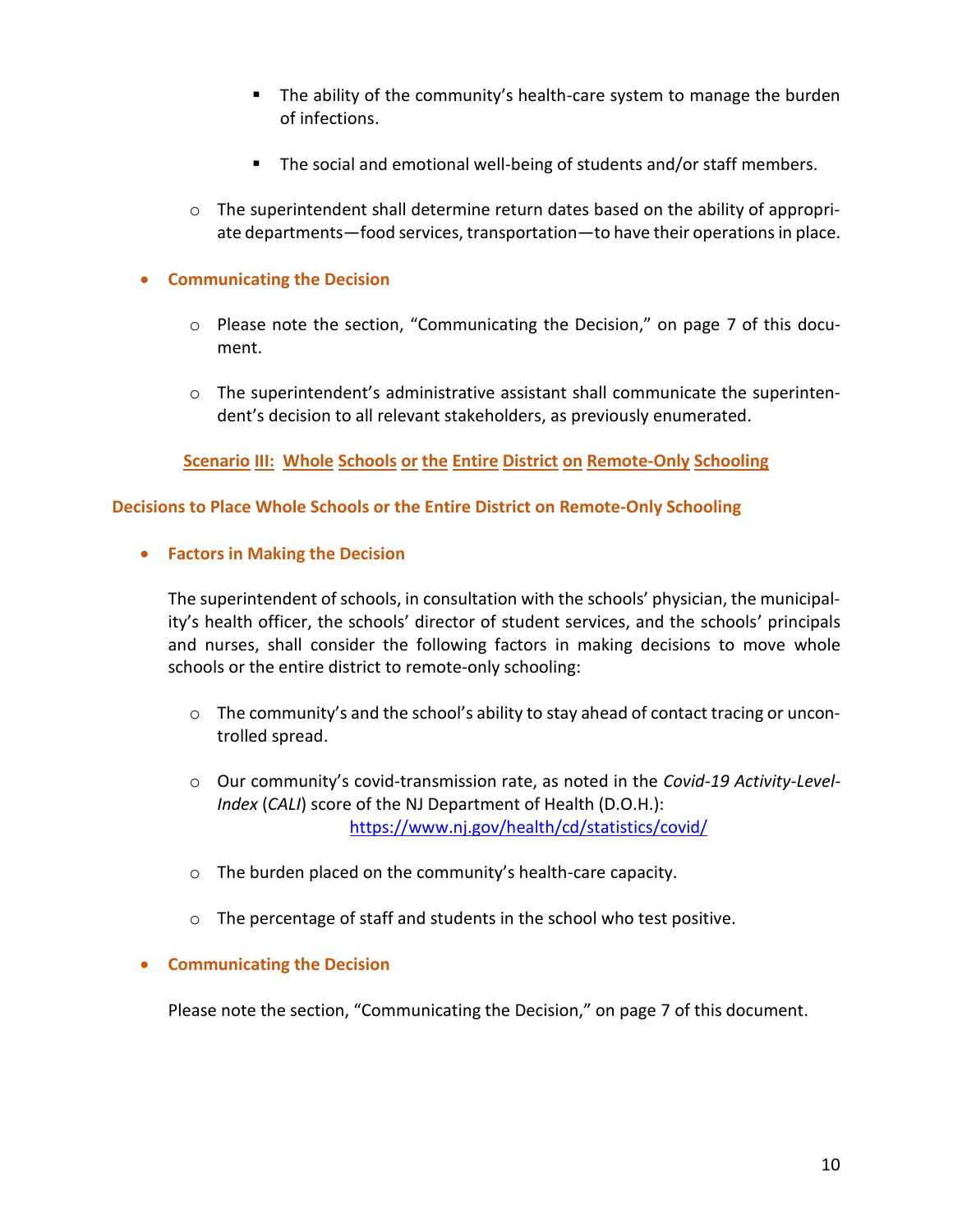- The ability of the community's health-care system to manage the burden of infections.
    - The social and emotional well-being of students and/or staff members.
  - The superintendent shall determine return dates based on the ability of appropriate departments—food services, transportation—to have their operations in place.

- **Communicating the Decision**
  - Please note the section, "Communicating the Decision," on page 7 of this document.
  - The superintendent's administrative assistant shall communicate the superintendent's decision to all relevant stakeholders, as previously enumerated.

## Scenario III: Whole Schools or the Entire District on Remote-Only Schooling

### Decisions to Place Whole Schools or the Entire District on Remote-Only Schooling

- **Factors in Making the Decision**

  The superintendent of schools, in consultation with the schools' physician, the municipality's health officer, the schools' director of student services, and the schools' principals and nurses, shall consider the following factors in making decisions to move whole schools or the entire district to remote-only schooling:

  - The community's and the school's ability to stay ahead of contact tracing or uncontrolled spread.
  - Our community's covid-transmission rate, as noted in the *Covid-19 Activity-Level-Index* (*CALI*) score of the NJ Department of Health (D.O.H.): https://www.nj.gov/health/cd/statistics/covid/
  - The burden placed on the community's health-care capacity.
  - The percentage of staff and students in the school who test positive.

- **Communicating the Decision**

  Please note the section, "Communicating the Decision," on page 7 of this document.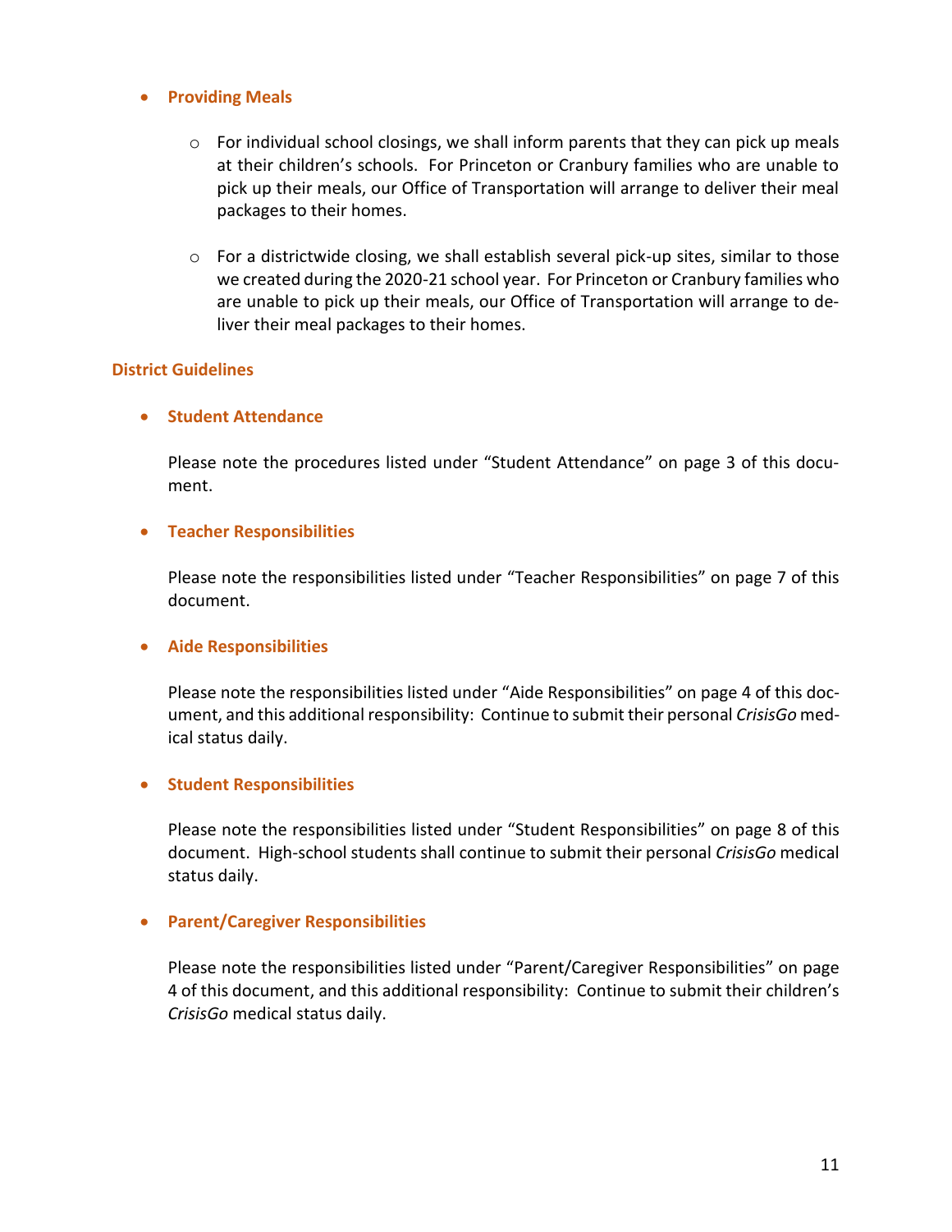- **Providing Meals**

    - For individual school closings, we shall inform parents that they can pick up meals at their children's schools. For Princeton or Cranbury families who are unable to pick up their meals, our Office of Transportation will arrange to deliver their meal packages to their homes.

    - For a districtwide closing, we shall establish several pick-up sites, similar to those we created during the 2020-21 school year. For Princeton or Cranbury families who are unable to pick up their meals, our Office of Transportation will arrange to deliver their meal packages to their homes.

## District Guidelines

- **Student Attendance**

  Please note the procedures listed under "Student Attendance" on page 3 of this document.

- **Teacher Responsibilities**

  Please note the responsibilities listed under "Teacher Responsibilities" on page 7 of this document.

- **Aide Responsibilities**

  Please note the responsibilities listed under "Aide Responsibilities" on page 4 of this document, and this additional responsibility: Continue to submit their personal *CrisisGo* medical status daily.

- **Student Responsibilities**

  Please note the responsibilities listed under "Student Responsibilities" on page 8 of this document. High-school students shall continue to submit their personal *CrisisGo* medical status daily.

- **Parent/Caregiver Responsibilities**

  Please note the responsibilities listed under "Parent/Caregiver Responsibilities" on page 4 of this document, and this additional responsibility: Continue to submit their children's *CrisisGo* medical status daily.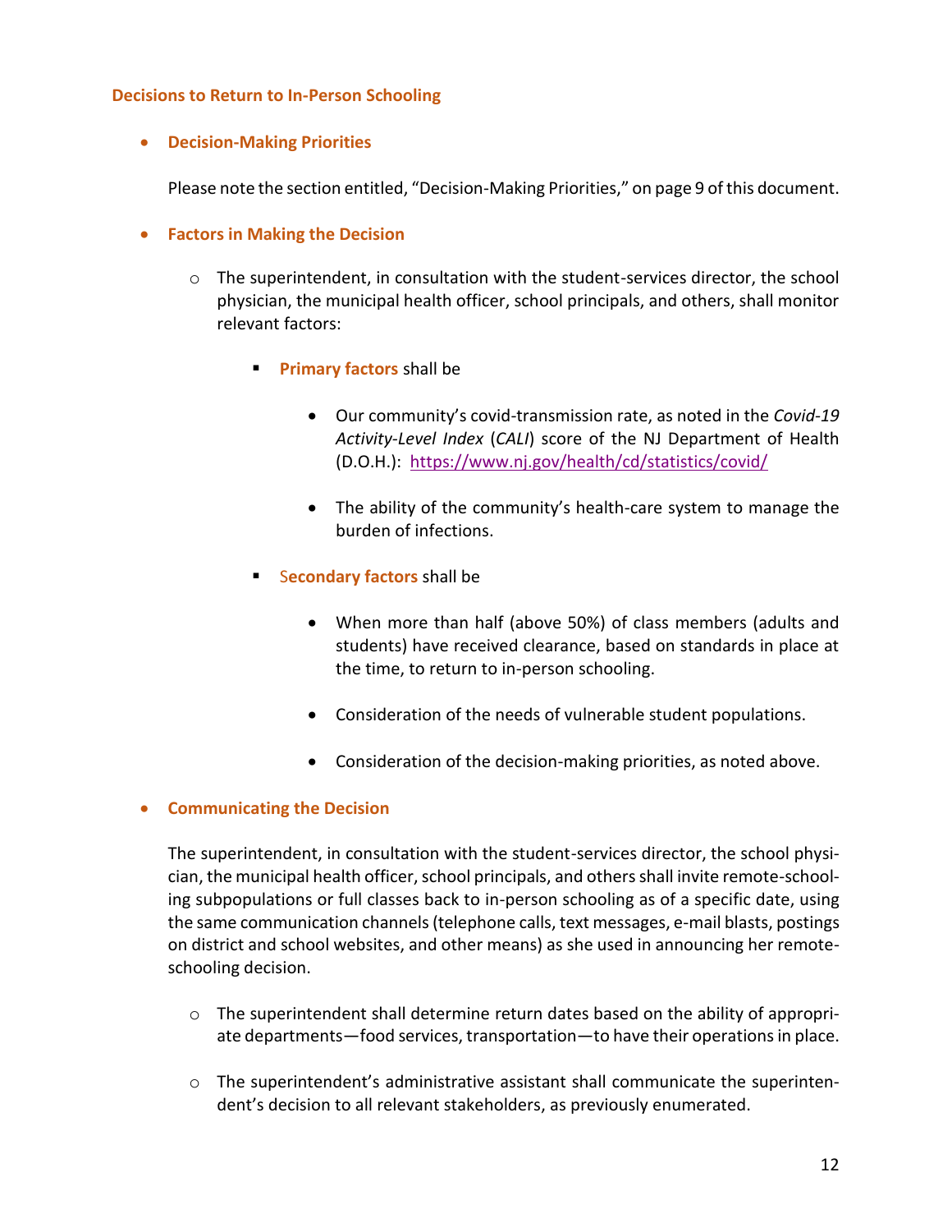## Decisions to Return to In-Person Schooling

- **Decision-Making Priorities**

  Please note the section entitled, "Decision-Making Priorities," on page 9 of this document.

- **Factors in Making the Decision**

  - The superintendent, in consultation with the student-services director, the school physician, the municipal health officer, school principals, and others, shall monitor relevant factors:

    - **Primary factors** shall be

      - Our community's covid-transmission rate, as noted in the *Covid-19 Activity-Level Index* (*CALI*) score of the NJ Department of Health (D.O.H.): https://www.nj.gov/health/cd/statistics/covid/

      - The ability of the community's health-care system to manage the burden of infections.

    - **Secondary factors** shall be

      - When more than half (above 50%) of class members (adults and students) have received clearance, based on standards in place at the time, to return to in-person schooling.

      - Consideration of the needs of vulnerable student populations.

      - Consideration of the decision-making priorities, as noted above.

- **Communicating the Decision**

  The superintendent, in consultation with the student-services director, the school physician, the municipal health officer, school principals, and others shall invite remote-schooling subpopulations or full classes back to in-person schooling as of a specific date, using the same communication channels (telephone calls, text messages, e-mail blasts, postings on district and school websites, and other means) as she used in announcing her remote-schooling decision.

  - The superintendent shall determine return dates based on the ability of appropriate departments—food services, transportation—to have their operations in place.

  - The superintendent's administrative assistant shall communicate the superintendent's decision to all relevant stakeholders, as previously enumerated.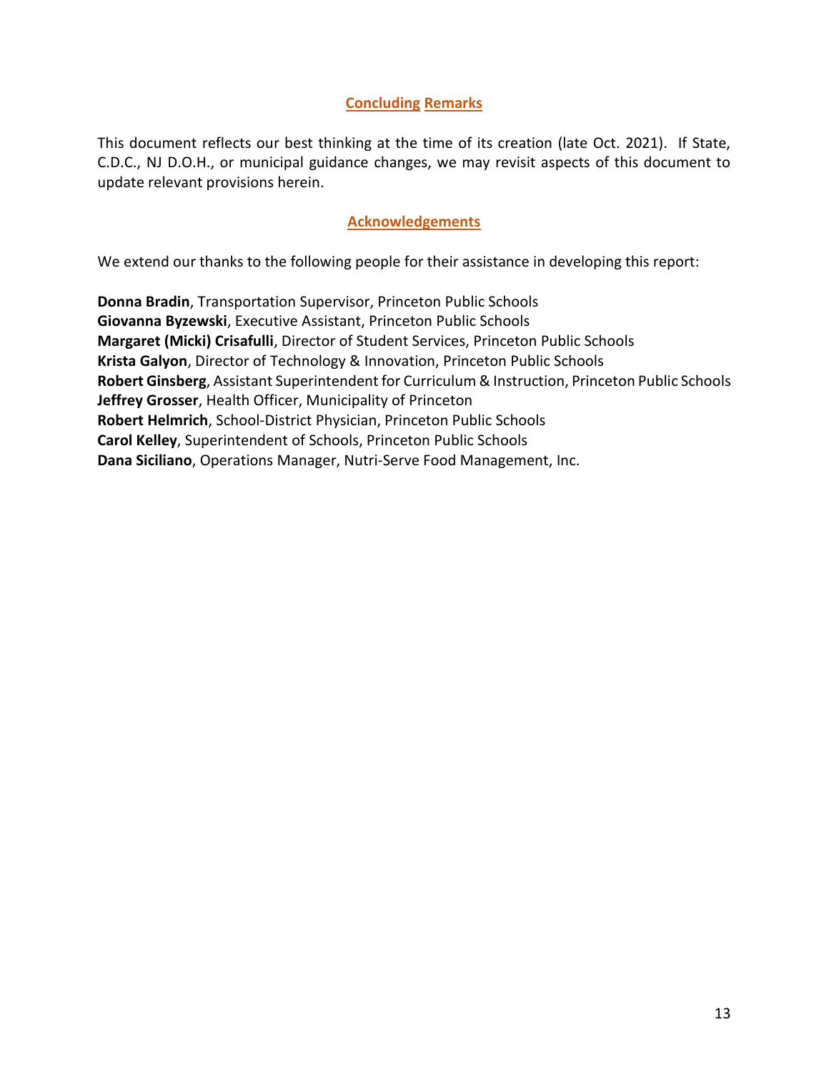## Concluding Remarks

This document reflects our best thinking at the time of its creation (late Oct. 2021). If State, C.D.C., NJ D.O.H., or municipal guidance changes, we may revisit aspects of this document to update relevant provisions herein.

## Acknowledgements

We extend our thanks to the following people for their assistance in developing this report:

**Donna Bradin**, Transportation Supervisor, Princeton Public Schools
**Giovanna Byzewski**, Executive Assistant, Princeton Public Schools
**Margaret (Micki) Crisafulli**, Director of Student Services, Princeton Public Schools
**Krista Galyon**, Director of Technology & Innovation, Princeton Public Schools
**Robert Ginsberg**, Assistant Superintendent for Curriculum & Instruction, Princeton Public Schools
**Jeffrey Grosser**, Health Officer, Municipality of Princeton
**Robert Helmrich**, School-District Physician, Princeton Public Schools
**Carol Kelley**, Superintendent of Schools, Princeton Public Schools
**Dana Siciliano**, Operations Manager, Nutri-Serve Food Management, Inc.